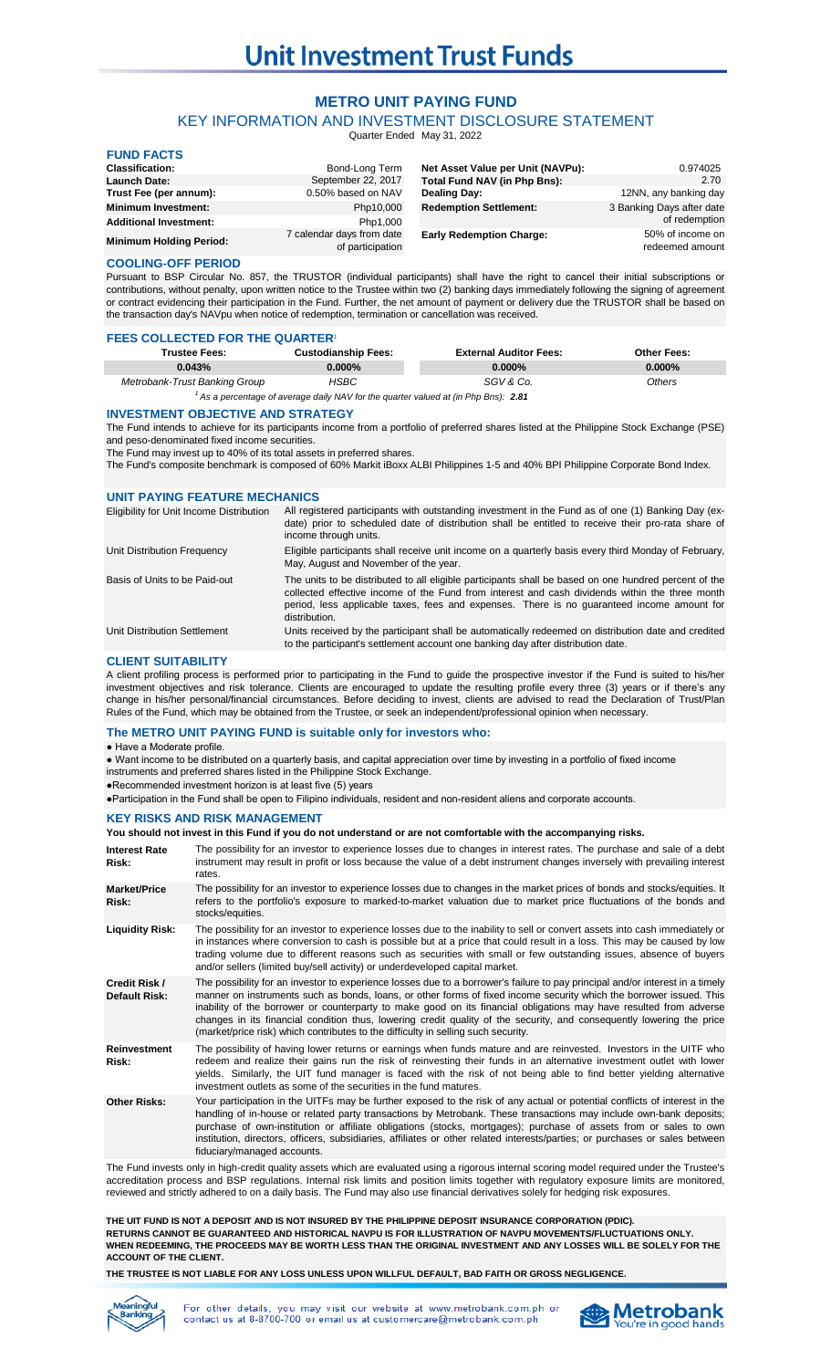# Unit Investment Trust Funds

## METRO UNIT PAYING FUND

### KEY INFORMATION AND INVESTMENT DISCLOSURE STATEMENT

Quarter Ended May 31, 2022

### FUND FACTS

| | | | |
|---|---|---|---|
| **Classification:** | Bond-Long Term | **Net Asset Value per Unit (NAVPu):** | 0.974025 |
| **Launch Date:** | September 22, 2017 | **Total Fund NAV (in Php Bns):** | 2.70 |
| **Trust Fee (per annum):** | 0.50% based on NAV | **Dealing Day:** | 12NN, any banking day |
| **Minimum Investment:** | Php10,000 | **Redemption Settlement:** | 3 Banking Days after date of redemption |
| **Additional Investment:** | Php1,000 | | |
| **Minimum Holding Period:** | 7 calendar days from date of participation | **Early Redemption Charge:** | 50% of income on redeemed amount |

### COOLING-OFF PERIOD

Pursuant to BSP Circular No. 857, the TRUSTOR (individual participants) shall have the right to cancel their initial subscriptions or contributions, without penalty, upon written notice to the Trustee within two (2) banking days immediately following the signing of agreement or contract evidencing their participation in the Fund. Further, the net amount of payment or delivery due the TRUSTOR shall be based on the transaction day's NAVpu when notice of redemption, termination or cancellation was received.

### FEES COLLECTED FOR THE QUARTER[1]

| Trustee Fees: | Custodianship Fees: | External Auditor Fees: | Other Fees: |
|---|---|---|---|
| **0.043%** | **0.000%** | **0.000%** | **0.000%** |
| *Metrobank-Trust Banking Group* | *HSBC* | *SGV & Co.* | *Others* |

*[1] As a percentage of average daily NAV for the quarter valued at (in Php Bns): **2.81***

### INVESTMENT OBJECTIVE AND STRATEGY

The Fund intends to achieve for its participants income from a portfolio of preferred shares listed at the Philippine Stock Exchange (PSE) and peso-denominated fixed income securities.

The Fund may invest up to 40% of its total assets in preferred shares.

The Fund's composite benchmark is composed of 60% Markit iBoxx ALBI Philippines 1-5 and 40% BPI Philippine Corporate Bond Index.

### UNIT PAYING FEATURE MECHANICS

| | |
|---|---|
| Eligibility for Unit Income Distribution | All registered participants with outstanding investment in the Fund as of one (1) Banking Day (ex-date) prior to scheduled date of distribution shall be entitled to receive their pro-rata share of income through units. |
| Unit Distribution Frequency | Eligible participants shall receive unit income on a quarterly basis every third Monday of February, May, August and November of the year. |
| Basis of Units to be Paid-out | The units to be distributed to all eligible participants shall be based on one hundred percent of the collected effective income of the Fund from interest and cash dividends within the three month period, less applicable taxes, fees and expenses. There is no guaranteed income amount for distribution. |
| Unit Distribution Settlement | Units received by the participant shall be automatically redeemed on distribution date and credited to the participant's settlement account one banking day after distribution date. |

### CLIENT SUITABILITY

A client profiling process is performed prior to participating in the Fund to guide the prospective investor if the Fund is suited to his/her investment objectives and risk tolerance. Clients are encouraged to update the resulting profile every three (3) years or if there's any change in his/her personal/financial circumstances. Before deciding to invest, clients are advised to read the Declaration of Trust/Plan Rules of the Fund, which may be obtained from the Trustee, or seek an independent/professional opinion when necessary.

### The METRO UNIT PAYING FUND is suitable only for investors who:

- Have a Moderate profile.
- Want income to be distributed on a quarterly basis, and capital appreciation over time by investing in a portfolio of fixed income instruments and preferred shares listed in the Philippine Stock Exchange.
- Recommended investment horizon is at least five (5) years
- Participation in the Fund shall be open to Filipino individuals, resident and non-resident aliens and corporate accounts.

### KEY RISKS AND RISK MANAGEMENT

**You should not invest in this Fund if you do not understand or are not comfortable with the accompanying risks.**

| | |
|---|---|
| **Interest Rate Risk:** | The possibility for an investor to experience losses due to changes in interest rates. The purchase and sale of a debt instrument may result in profit or loss because the value of a debt instrument changes inversely with prevailing interest rates. |
| **Market/Price Risk:** | The possibility for an investor to experience losses due to changes in the market prices of bonds and stocks/equities. It refers to the portfolio's exposure to marked-to-market valuation due to market price fluctuations of the bonds and stocks/equities. |
| **Liquidity Risk:** | The possibility for an investor to experience losses due to the inability to sell or convert assets into cash immediately or in instances where conversion to cash is possible but at a price that could result in a loss. This may be caused by low trading volume due to different reasons such as securities with small or few outstanding issues, absence of buyers and/or sellers (limited buy/sell activity) or underdeveloped capital market. |
| **Credit Risk / Default Risk:** | The possibility for an investor to experience losses due to a borrower's failure to pay principal and/or interest in a timely manner on instruments such as bonds, loans, or other forms of fixed income security which the borrower issued. This inability of the borrower or counterparty to make good on its financial obligations may have resulted from adverse changes in its financial condition thus, lowering credit quality of the security, and consequently lowering the price (market/price risk) which contributes to the difficulty in selling such security. |
| **Reinvestment Risk:** | The possibility of having lower returns or earnings when funds mature and are reinvested. Investors in the UITF who redeem and realize their gains run the risk of reinvesting their funds in an alternative investment outlet with lower yields. Similarly, the UIT fund manager is faced with the risk of not being able to find better yielding alternative investment outlets as some of the securities in the fund matures. |
| **Other Risks:** | Your participation in the UITFs may be further exposed to the risk of any actual or potential conflicts of interest in the handling of in-house or related party transactions by Metrobank. These transactions may include own-bank deposits; purchase of own-institution or affiliate obligations (stocks, mortgages); purchase of assets from or sales to own institution, directors, officers, subsidiaries, affiliates or other related interests/parties; or purchases or sales between fiduciary/managed accounts. |

The Fund invests only in high-credit quality assets which are evaluated using a rigorous internal scoring model required under the Trustee's accreditation process and BSP regulations. Internal risk limits and position limits together with regulatory exposure limits are monitored, reviewed and strictly adhered to on a daily basis. The Fund may also use financial derivatives solely for hedging risk exposures.

**THE UIT FUND IS NOT A DEPOSIT AND IS NOT INSURED BY THE PHILIPPINE DEPOSIT INSURANCE CORPORATION (PDIC).**
**RETURNS CANNOT BE GUARANTEED AND HISTORICAL NAVPU IS FOR ILLUSTRATION OF NAVPU MOVEMENTS/FLUCTUATIONS ONLY.**
**WHEN REDEEMING, THE PROCEEDS MAY BE WORTH LESS THAN THE ORIGINAL INVESTMENT AND ANY LOSSES WILL BE SOLELY FOR THE ACCOUNT OF THE CLIENT.**

**THE TRUSTEE IS NOT LIABLE FOR ANY LOSS UNLESS UPON WILLFUL DEFAULT, BAD FAITH OR GROSS NEGLIGENCE.**

For other details, you may visit our website at www.metrobank.com.ph or contact us at 8-8700-700 or email us at customercare@metrobank.com.ph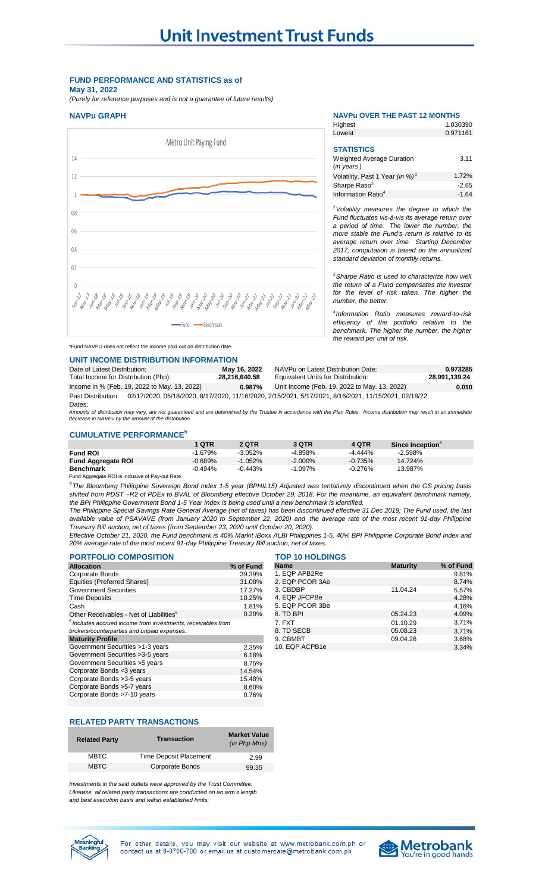# Unit Investment Trust Funds

## FUND PERFORMANCE AND STATISTICS as of May 31, 2022

*(Purely for reference purposes and is not a guarantee of future results)*

### NAVPu GRAPH

Metro Unit Paying Fund

*Fund NAVPU does not reflect the income paid out on distribution date.

### NAVPu OVER THE PAST 12 MONTHS

| | |
|---|---|
| Highest | 1.030390 |
| Lowest | 0.971161 |

### STATISTICS

| | |
|---|---|
| Weighted Average Duration (*in years*) | 3.11 |
| Volatility, Past 1 Year (*in %*)[2] | 1.72% |
| Sharpe Ratio[3] | -2.65 |
| Information Ratio[4] | -1.64 |

[2] *Volatility measures the degree to which the Fund fluctuates vis-à-vis its average return over a period of time. The lower the number, the more stable the Fund's return is relative to its average return over time. Starting December 2017, computation is based on the annualized standard deviation of monthly returns.*

[3] *Sharpe Ratio is used to characterize how well the return of a Fund compensates the investor for the level of risk taken. The higher the number, the better.*

[4] *Information Ratio measures reward-to-risk efficiency of the portfolio relative to the benchmark. The higher the number, the higher the reward per unit of risk.*

### UNIT INCOME DISTRIBUTION INFORMATION

| | | | |
|---|---|---|---|
| Date of Latest Distribution: | May 16, 2022 | NAVPu on Latest Distribution Date: | 0.973285 |
| Total Income for Distribution (Php): | 28,216,640.58 | Equivalent Units for Distribution: | 28,991,139.24 |
| Income in % (Feb. 19, 2022 to May. 13, 2022) | 0.987% | Unit Income (Feb. 19, 2022 to May. 13, 2022) | 0.010 |

Past Distribution Dates: 02/17/2020, 05/18/2020, 8/17/2020, 11/16/2020, 2/15/2021, 5/17/2021, 8/16/2021, 11/15/2021, 02/18/22

*Amounts of distribution may vary, are not guaranteed and are determined by the Trustee in accordance with the Plan Rules. Income distribution may result in an immediate decrease in NAVPu by the amount of the distribution.*

### CUMULATIVE PERFORMANCE[5]

| | 1 QTR | 2 QTR | 3 QTR | 4 QTR | Since Inception[5] |
|---|---|---|---|---|---|
| **Fund ROI** | -1.679% | -3.052% | -4.858% | -4.444% | -2.598% |
| **Fund Aggregate ROI** | -0.689% | -1.052% | -2.000% | -0.735% | 14.724% |
| **Benchmark** | -0.494% | -0.443% | -1.097% | -0.276% | 13.987% |

Fund Aggregate ROI is inclusive of Pay-out Rate.

[5] *The Bloomberg Philippine Sovereign Bond Index 1-5 year (BPHIL15) Adjusted was tentatively discontinued when the GS pricing basis shifted from PDST –R2 of PDEx to BVAL of Bloomberg effective October 29, 2018. For the meantime, an equivalent benchmark namely, the BPI Philippine Government Bond 1-5 Year Index is being used until a new benchmark is identified.*

*The Philippine Special Savings Rate General Average (net of taxes) has been discontinued effective 31 Dec 2019; The Fund used, the last available value of PSAVAVE (from January 2020 to September 22, 2020) and the average rate of the most recent 91-day Philippine Treasury Bill auction, net of taxes (from September 23, 2020 until October 20, 2020).*

*Effective October 21, 2020, the Fund benchmark is 40% Markit iBoxx ALBI Philippines 1-5, 40% BPI Philippine Corporate Bond Index and 20% average rate of the most recent 91-day Philippine Treasury Bill auction, net of taxes.*

### PORTFOLIO COMPOSITION

| Allocation | % of Fund |
|---|---|
| Corporate Bonds | 39.39% |
| Equities (Preferred Shares) | 31.08% |
| Government Securities | 17.27% |
| Time Deposits | 10.25% |
| Cash | 1.81% |
| Other Receivables - Net of Liabilities[6] | 0.20% |

[6] *Includes accrued income from investments, receivables from brokers/counterparties and unpaid expenses.*

| Maturity Profile | |
|---|---|
| Government Securities >1-3 years | 2.35% |
| Government Securities >3-5 years | 6.18% |
| Government Securities >5 years | 8.75% |
| Corporate Bonds <3 years | 14.54% |
| Corporate Bonds >3-5 years | 15.48% |
| Corporate Bonds >5-7 years | 8.60% |
| Corporate Bonds >7-10 years | 0.76% |

### TOP 10 HOLDINGS

| Name | Maturity | % of Fund |
|---|---|---|
| 1. EQP APB2Re | | 9.81% |
| 2. EQP PCOR 3Ae | | 8.74% |
| 3. CBDBP | 11.04.24 | 5.57% |
| 4. EQP JFCPBe | | 4.28% |
| 5. EQP PCOR 3Be | | 4.16% |
| 6. TD BPI | 05.24.23 | 4.09% |
| 7. FXT | 01.10.29 | 3.71% |
| 8. TD SECB | 05.08.23 | 3.71% |
| 9. CBMBT | 09.04.26 | 3.68% |
| 10. EQP ACPB1e | | 3.34% |

### RELATED PARTY TRANSACTIONS

| Related Party | Transaction | Market Value (*in Php Mns*) |
|---|---|---|
| MBTC | Time Deposit Placement | 2.99 |
| MBTC | Corporate Bonds | 99.35 |

*Investments in the said outlets were approved by the Trust Committee. Likewise, all related party transactions are conducted on an arm's length and best execution basis and within established limits.*

For other details, you may visit our website at www.metrobank.com.ph or contact us at 8-8700-700 or email us at customercare@metrobank.com.ph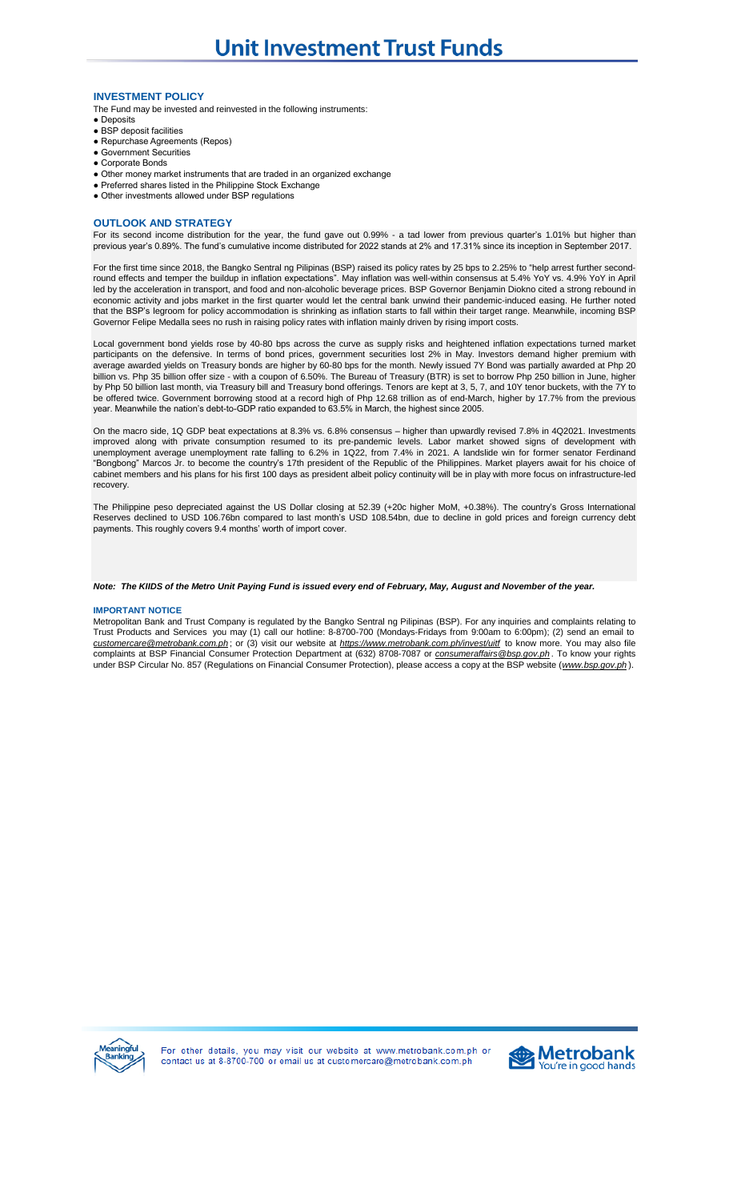# Unit Investment Trust Funds

### INVESTMENT POLICY

The Fund may be invested and reinvested in the following instruments:

- Deposits
- BSP deposit facilities
- Repurchase Agreements (Repos)
- Government Securities
- Corporate Bonds
- Other money market instruments that are traded in an organized exchange
- Preferred shares listed in the Philippine Stock Exchange
- Other investments allowed under BSP regulations

### OUTLOOK AND STRATEGY

For its second income distribution for the year, the fund gave out 0.99% - a tad lower from previous quarter's 1.01% but higher than previous year's 0.89%. The fund's cumulative income distributed for 2022 stands at 2% and 17.31% since its inception in September 2017.

For the first time since 2018, the Bangko Sentral ng Pilipinas (BSP) raised its policy rates by 25 bps to 2.25% to "help arrest further second-round effects and temper the buildup in inflation expectations". May inflation was well-within consensus at 5.4% YoY vs. 4.9% YoY in April led by the acceleration in transport, and food and non-alcoholic beverage prices. BSP Governor Benjamin Diokno cited a strong rebound in economic activity and jobs market in the first quarter would let the central bank unwind their pandemic-induced easing. He further noted that the BSP's legroom for policy accommodation is shrinking as inflation starts to fall within their target range. Meanwhile, incoming BSP Governor Felipe Medalla sees no rush in raising policy rates with inflation mainly driven by rising import costs.

Local government bond yields rose by 40-80 bps across the curve as supply risks and heightened inflation expectations turned market participants on the defensive. In terms of bond prices, government securities lost 2% in May. Investors demand higher premium with average awarded yields on Treasury bonds are higher by 60-80 bps for the month. Newly issued 7Y Bond was partially awarded at Php 20 billion vs. Php 35 billion offer size - with a coupon of 6.50%. The Bureau of Treasury (BTR) is set to borrow Php 250 billion in June, higher by Php 50 billion last month, via Treasury bill and Treasury bond offerings. Tenors are kept at 3, 5, 7, and 10Y tenor buckets, with the 7Y to be offered twice. Government borrowing stood at a record high of Php 12.68 trillion as of end-March, higher by 17.7% from the previous year. Meanwhile the nation's debt-to-GDP ratio expanded to 63.5% in March, the highest since 2005.

On the macro side, 1Q GDP beat expectations at 8.3% vs. 6.8% consensus – higher than upwardly revised 7.8% in 4Q2021. Investments improved along with private consumption resumed to its pre-pandemic levels. Labor market showed signs of development with unemployment average unemployment rate falling to 6.2% in 1Q22, from 7.4% in 2021. A landslide win for former senator Ferdinand "Bongbong" Marcos Jr. to become the country's 17th president of the Republic of the Philippines. Market players await for his choice of cabinet members and his plans for his first 100 days as president albeit policy continuity will be in play with more focus on infrastructure-led recovery.

The Philippine peso depreciated against the US Dollar closing at 52.39 (+20c higher MoM, +0.38%). The country's Gross International Reserves declined to USD 106.76bn compared to last month's USD 108.54bn, due to decline in gold prices and foreign currency debt payments. This roughly covers 9.4 months' worth of import cover.

***Note: The KIIDS of the Metro Unit Paying Fund is issued every end of February, May, August and November of the year.***

### IMPORTANT NOTICE

Metropolitan Bank and Trust Company is regulated by the Bangko Sentral ng Pilipinas (BSP). For any inquiries and complaints relating to Trust Products and Services you may (1) call our hotline: 8-8700-700 (Mondays-Fridays from 9:00am to 6:00pm); (2) send an email to *customercare@metrobank.com.ph*; or (3) visit our website at *https://www.metrobank.com.ph/invest/uitf* to know more. You may also file complaints at BSP Financial Consumer Protection Department at (632) 8708-7087 or *consumeraffairs@bsp.gov.ph*. To know your rights under BSP Circular No. 857 (Regulations on Financial Consumer Protection), please access a copy at the BSP website (*www.bsp.gov.ph*).

For other details, you may visit our website at www.metrobank.com.ph or contact us at 8-8700-700 or email us at customercare@metrobank.com.ph